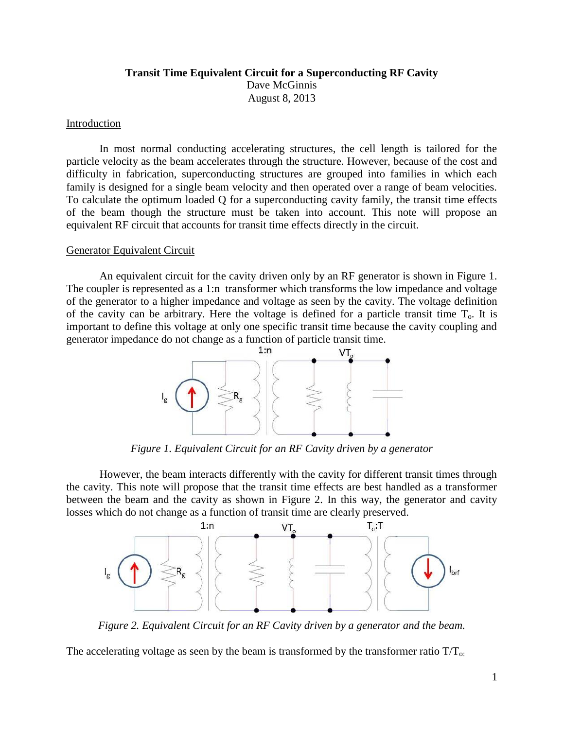**Transit Time Equivalent Circuit for a Superconducting RF Cavity**

Dave McGinnis

August 8, 2013

## Introduction

In most normal conducting accelerating structures, the cell length is tailored for the particle velocity as the beam accelerates through the structure. However, because of the cost and difficulty in fabrication, superconducting structures are grouped into families in which each family is designed for a single beam velocity and then operated over a range of beam velocities. To calculate the optimum loaded Q for a superconducting cavity family, the transit time effects of the beam though the structure must be taken into account. This note will propose an equivalent RF circuit that accounts for transit time effects directly in the circuit.

## Generator Equivalent Circuit

An equivalent circuit for the cavity driven only by an RF generator is shown in Figure 1. The coupler is represented as a 1:n transformer which transforms the low impedance and voltage of the generator to a higher impedance and voltage as seen by the cavity. The voltage definition of the cavity can be arbitrary. Here the voltage is defined for a particle transit time $T_o$. It is important to define this voltage at only one specific transit time because the cavity coupling and generator impedance do not change as a function of particle transit time.

1:n

$VT_o$

$I_g$

$R_g$

*Figure 1. Equivalent Circuit for an RF Cavity driven by a generator*

However, the beam interacts differently with the cavity for different transit times through the cavity. This note will propose that the transit time effects are best handled as a transformer between the beam and the cavity as shown in Figure 2. In this way, the generator and cavity losses which do not change as a function of transit time are clearly preserved.

1:n

$VT_o$

$T_o$:T

$I_g$

$R_g$

$I_{brf}$

*Figure 2. Equivalent Circuit for an RF Cavity driven by a generator and the beam.*

The accelerating voltage as seen by the beam is transformed by the transformer ratio $T/T_o$: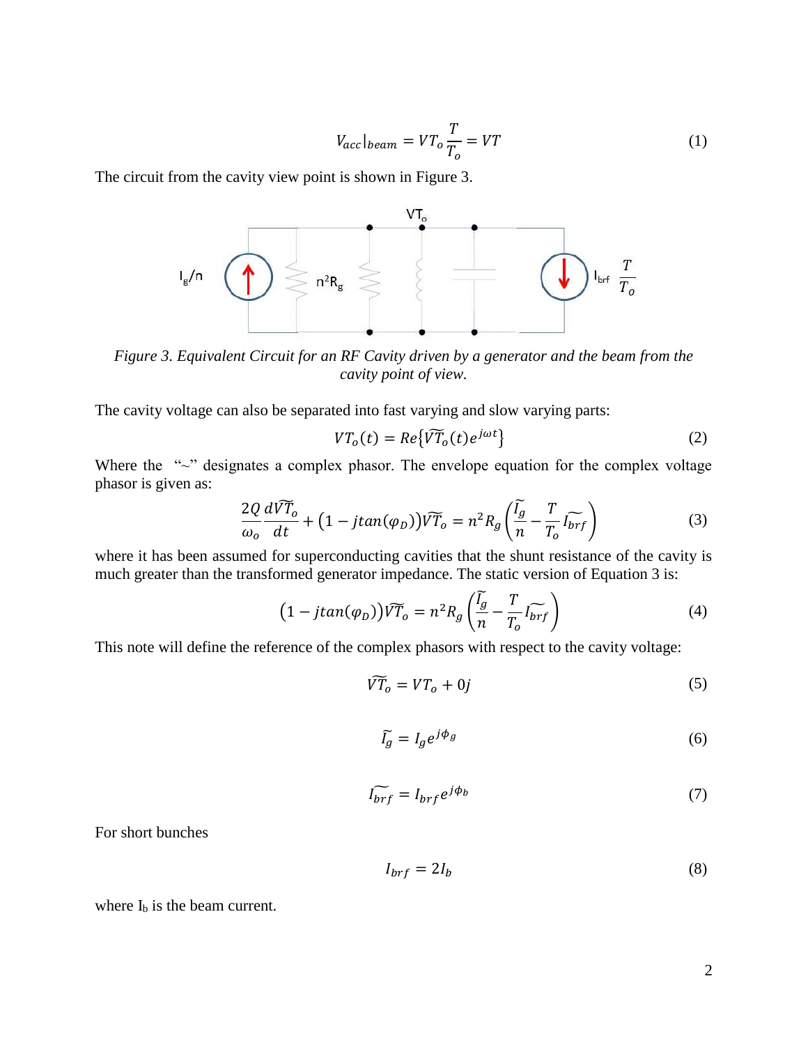$$V_{acc}|_{beam} = VT_o \frac{T}{T_o} = VT \tag{1}$$

The circuit from the cavity view point is shown in Figure 3.

VT$_o$

I$_g$/n

n$^2$R$_g$

I$_{brf}$ $\frac{T}{T_o}$

*Figure 3. Equivalent Circuit for an RF Cavity driven by a generator and the beam from the cavity point of view.*

The cavity voltage can also be separated into fast varying and slow varying parts:

$$VT_o(t) = Re\{\widetilde{VT_o}(t)e^{j\omega t}\} \tag{2}$$

Where the "~" designates a complex phasor. The envelope equation for the complex voltage phasor is given as:

$$\frac{2Q}{\omega_o}\frac{d\widetilde{VT_o}}{dt} + \left(1 - j\tan(\varphi_D)\right)\widetilde{VT_o} = n^2 R_g\left(\frac{\widetilde{I_g}}{n} - \frac{T}{T_o}\widetilde{I_{brf}}\right) \tag{3}$$

where it has been assumed for superconducting cavities that the shunt resistance of the cavity is much greater than the transformed generator impedance. The static version of Equation 3 is:

$$\left(1 - j\tan(\varphi_D)\right)\widetilde{VT_o} = n^2 R_g\left(\frac{\widetilde{I_g}}{n} - \frac{T}{T_o}\widetilde{I_{brf}}\right) \tag{4}$$

This note will define the reference of the complex phasors with respect to the cavity voltage:

$$\widetilde{VT_o} = VT_o + 0j \tag{5}$$

$$\widetilde{I_g} = I_g e^{j\phi_g} \tag{6}$$

$$\widetilde{I_{brf}} = I_{brf} e^{j\phi_b} \tag{7}$$

For short bunches

$$I_{brf} = 2I_b \tag{8}$$

where $I_b$ is the beam current.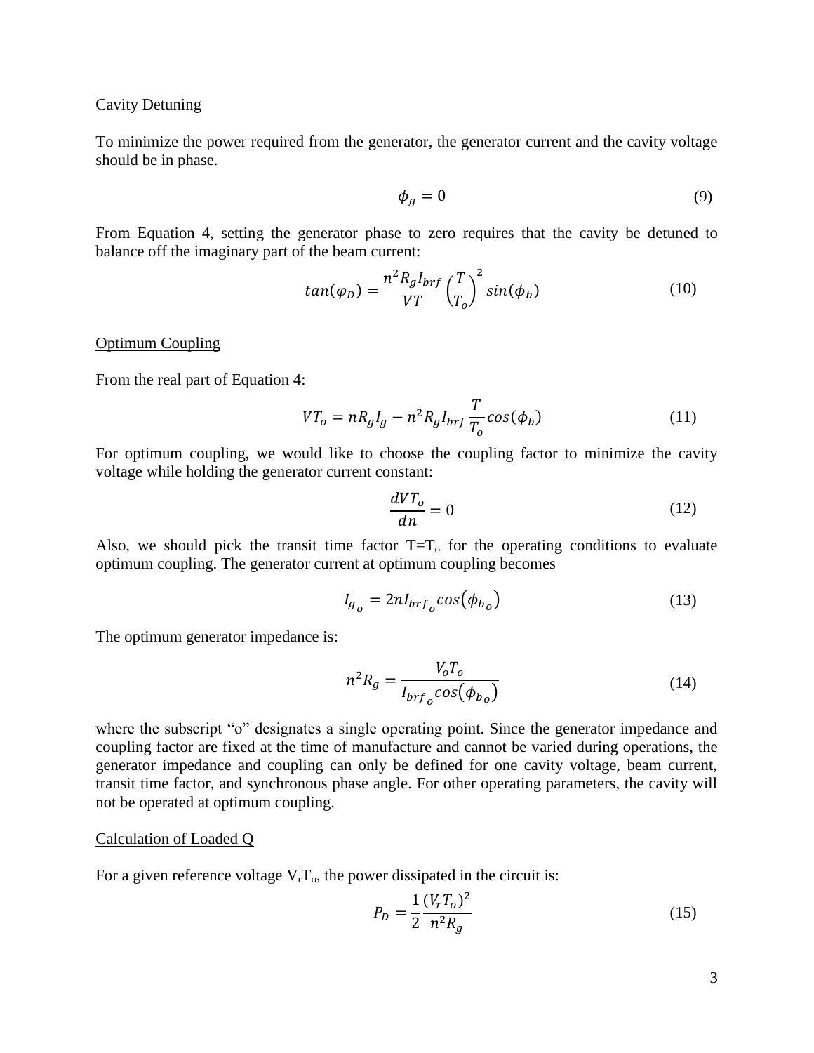## Cavity Detuning

To minimize the power required from the generator, the generator current and the cavity voltage should be in phase.

$$\phi_g = 0 \tag{9}$$

From Equation 4, setting the generator phase to zero requires that the cavity be detuned to balance off the imaginary part of the beam current:

$$tan(\varphi_D) = \frac{n^2 R_g I_{brf}}{VT}\left(\frac{T}{T_o}\right)^2 sin(\phi_b) \tag{10}$$

## Optimum Coupling

From the real part of Equation 4:

$$VT_o = nR_g I_g - n^2 R_g I_{brf}\frac{T}{T_o}cos(\phi_b) \tag{11}$$

For optimum coupling, we would like to choose the coupling factor to minimize the cavity voltage while holding the generator current constant:

$$\frac{dVT_o}{dn} = 0 \tag{12}$$

Also, we should pick the transit time factor $T=T_o$ for the operating conditions to evaluate optimum coupling. The generator current at optimum coupling becomes

$$I_{g_o} = 2nI_{brf_o}cos(\phi_{b_o}) \tag{13}$$

The optimum generator impedance is:

$$n^2 R_g = \frac{V_o T_o}{I_{brf_o}cos(\phi_{b_o})} \tag{14}$$

where the subscript "o" designates a single operating point. Since the generator impedance and coupling factor are fixed at the time of manufacture and cannot be varied during operations, the generator impedance and coupling can only be defined for one cavity voltage, beam current, transit time factor, and synchronous phase angle. For other operating parameters, the cavity will not be operated at optimum coupling.

## Calculation of Loaded Q

For a given reference voltage $V_r T_o$, the power dissipated in the circuit is:

$$P_D = \frac{1}{2}\frac{(V_r T_o)^2}{n^2 R_g} \tag{15}$$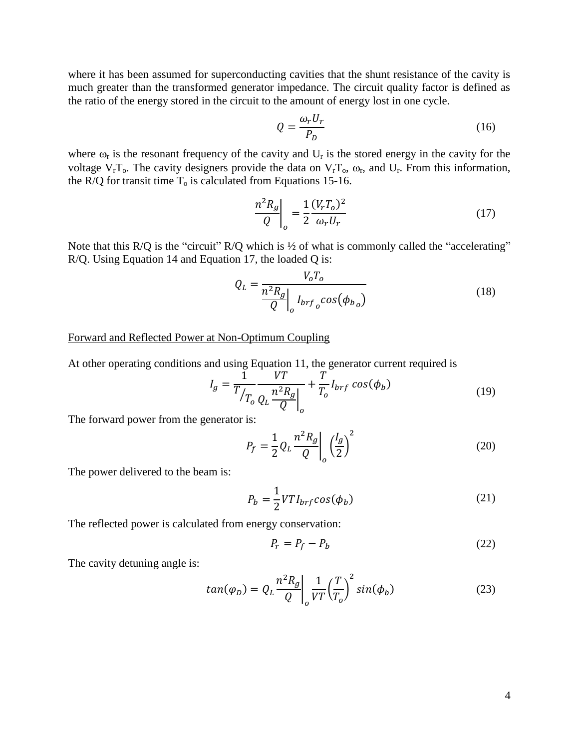where it has been assumed for superconducting cavities that the shunt resistance of the cavity is much greater than the transformed generator impedance. The circuit quality factor is defined as the ratio of the energy stored in the circuit to the amount of energy lost in one cycle.

$$Q = \frac{\omega_r U_r}{P_D} \tag{16}$$

where $\omega_r$ is the resonant frequency of the cavity and $U_r$ is the stored energy in the cavity for the voltage $V_rT_o$. The cavity designers provide the data on $V_rT_o$, $\omega_r$, and $U_r$. From this information, the R/Q for transit time $T_o$ is calculated from Equations 15-16.

$$\left.\frac{n^2 R_g}{Q}\right|_o = \frac{1}{2}\frac{(V_r T_o)^2}{\omega_r U_r} \tag{17}$$

Note that this R/Q is the "circuit" R/Q which is ½ of what is commonly called the "accelerating" R/Q. Using Equation 14 and Equation 17, the loaded Q is:

$$Q_L = \frac{V_o T_o}{\left.\frac{n^2 R_g}{Q}\right|_o I_{brf\,o} \cos\left(\phi_{b\,o}\right)} \tag{18}$$

Forward and Reflected Power at Non-Optimum Coupling

At other operating conditions and using Equation 11, the generator current required is

$$I_g = \frac{1}{T/T_o}\frac{VT}{Q_L \left.\frac{n^2 R_g}{Q}\right|_o} + \frac{T}{T_o} I_{brf}\cos(\phi_b) \tag{19}$$

The forward power from the generator is:

$$P_f = \frac{1}{2} Q_L \left.\frac{n^2 R_g}{Q}\right|_o \left(\frac{I_g}{2}\right)^2 \tag{20}$$

The power delivered to the beam is:

$$P_b = \frac{1}{2} VT I_{brf} \cos(\phi_b) \tag{21}$$

The reflected power is calculated from energy conservation:

$$P_r = P_f - P_b \tag{22}$$

The cavity detuning angle is:

$$\tan(\varphi_D) = Q_L \left.\frac{n^2 R_g}{Q}\right|_o \frac{1}{VT}\left(\frac{T}{T_o}\right)^2 \sin(\phi_b) \tag{23}$$